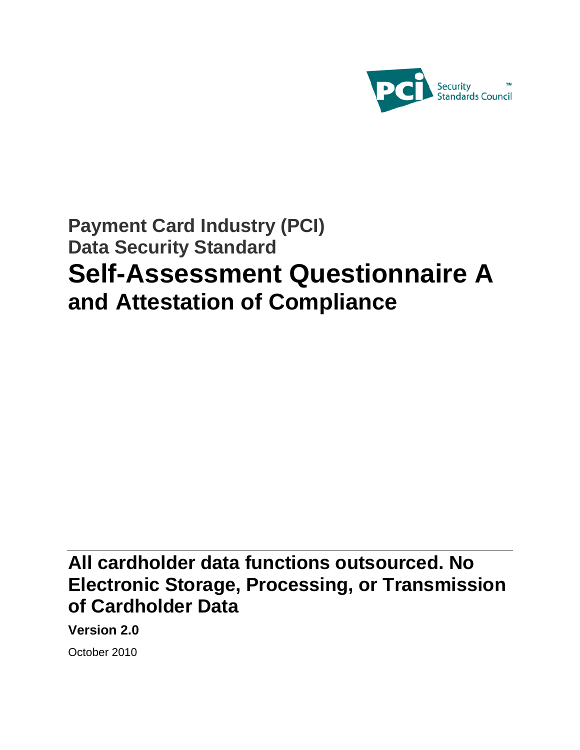Security Standards Council™

# Payment Card Industry (PCI) Data Security Standard

# Self-Assessment Questionnaire A and Attestation of Compliance

## All cardholder data functions outsourced. No Electronic Storage, Processing, or Transmission of Cardholder Data

**Version 2.0**

October 2010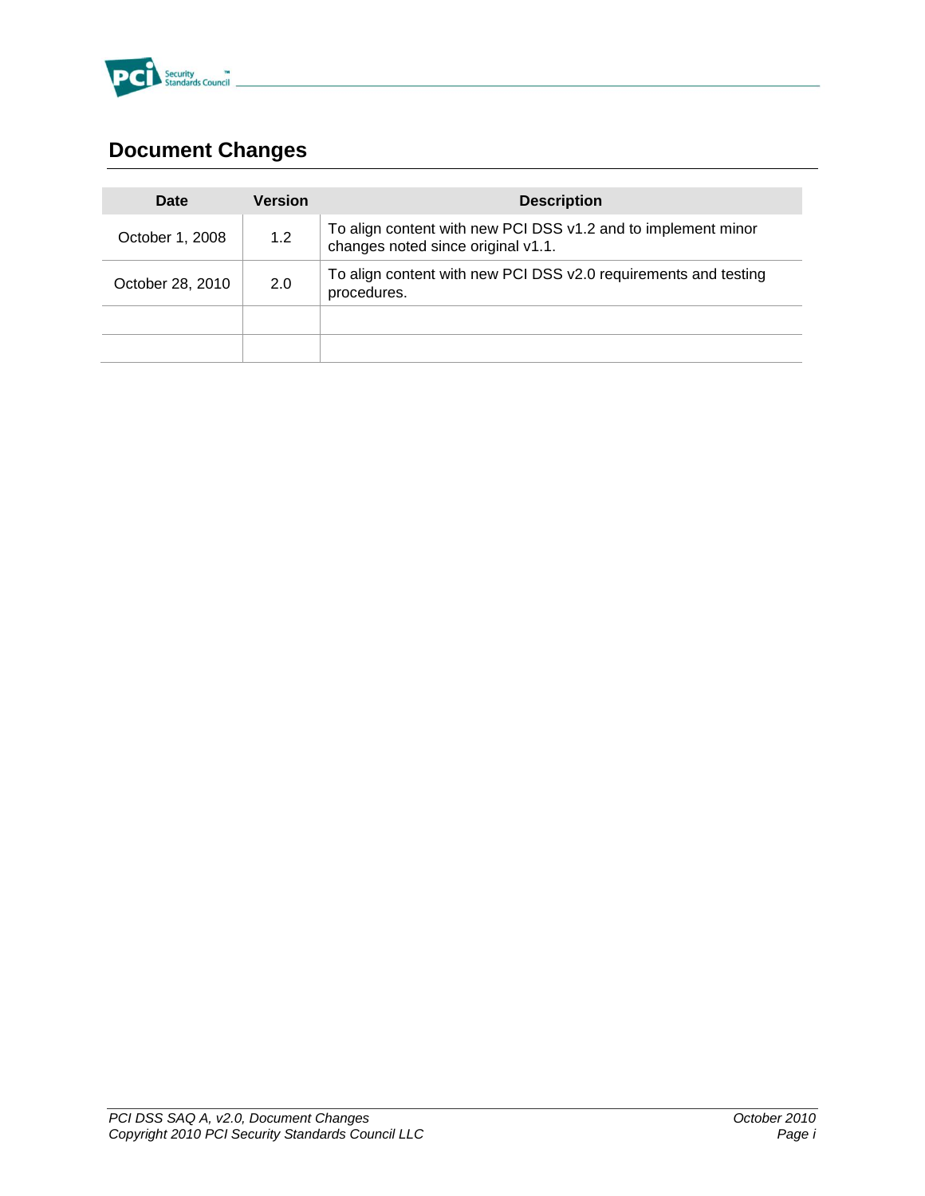# Document Changes

| Date | Version | Description |
|---|---|---|
| October 1, 2008 | 1.2 | To align content with new PCI DSS v1.2 and to implement minor changes noted since original v1.1. |
| October 28, 2010 | 2.0 | To align content with new PCI DSS v2.0 requirements and testing procedures. |
| | | |
| | | |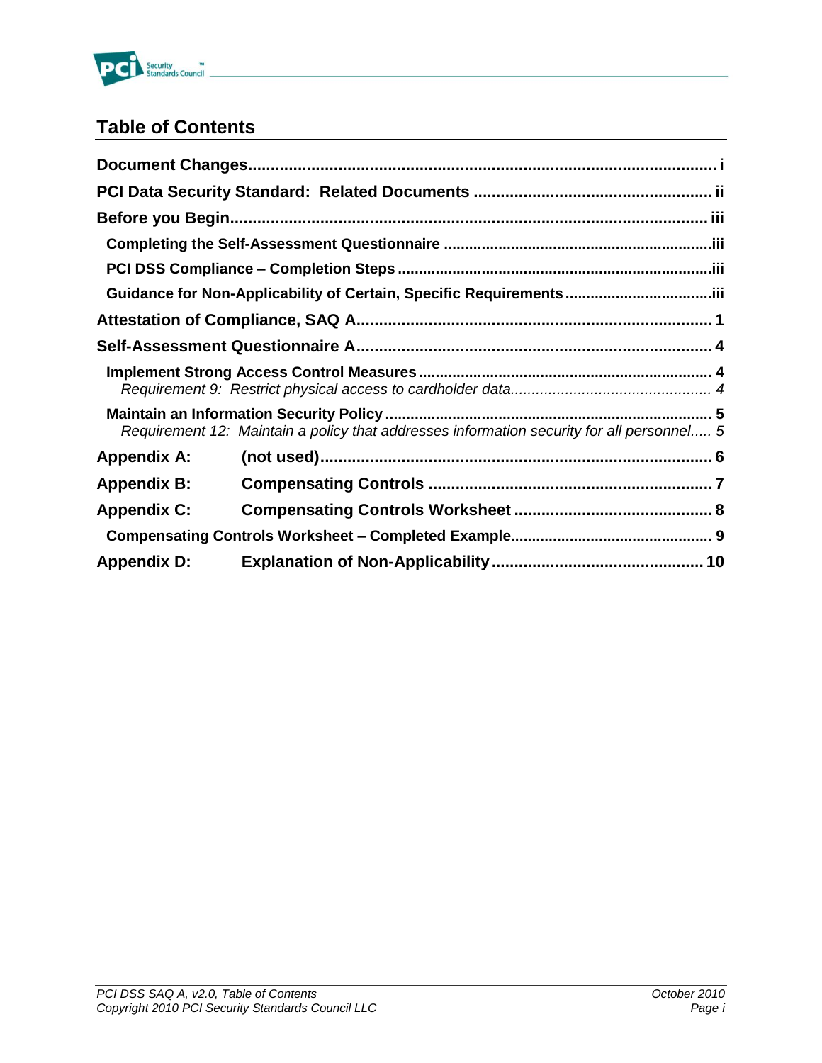## Table of Contents

**Document Changes** ........................................................................................................ i

**PCI Data Security Standard: Related Documents** ..................................................... ii

**Before you Begin** ........................................................................................................ iii

- **Completing the Self-Assessment Questionnaire** ...................................................................iii
- **PCI DSS Compliance – Completion Steps** ...........................................................................iii
- **Guidance for Non-Applicability of Certain, Specific Requirements** .....................................iii

**Attestation of Compliance, SAQ A** ............................................................................... 1

**Self-Assessment Questionnaire A** ................................................................................ 4

- **Implement Strong Access Control Measures** ........................................................................ 4
  - *Requirement 9: Restrict physical access to cardholder data* ............................................... 4
- **Maintain an Information Security Policy** ................................................................................ 5
  - *Requirement 12: Maintain a policy that addresses information security for all personnel* ..... 5

**Appendix A: (not used)** ...................................................................................................... 6

**Appendix B: Compensating Controls** ................................................................................ 7

**Appendix C: Compensating Controls Worksheet** ............................................................ 8

- **Compensating Controls Worksheet – Completed Example** ................................................ 9

**Appendix D: Explanation of Non-Applicability** ............................................................... 10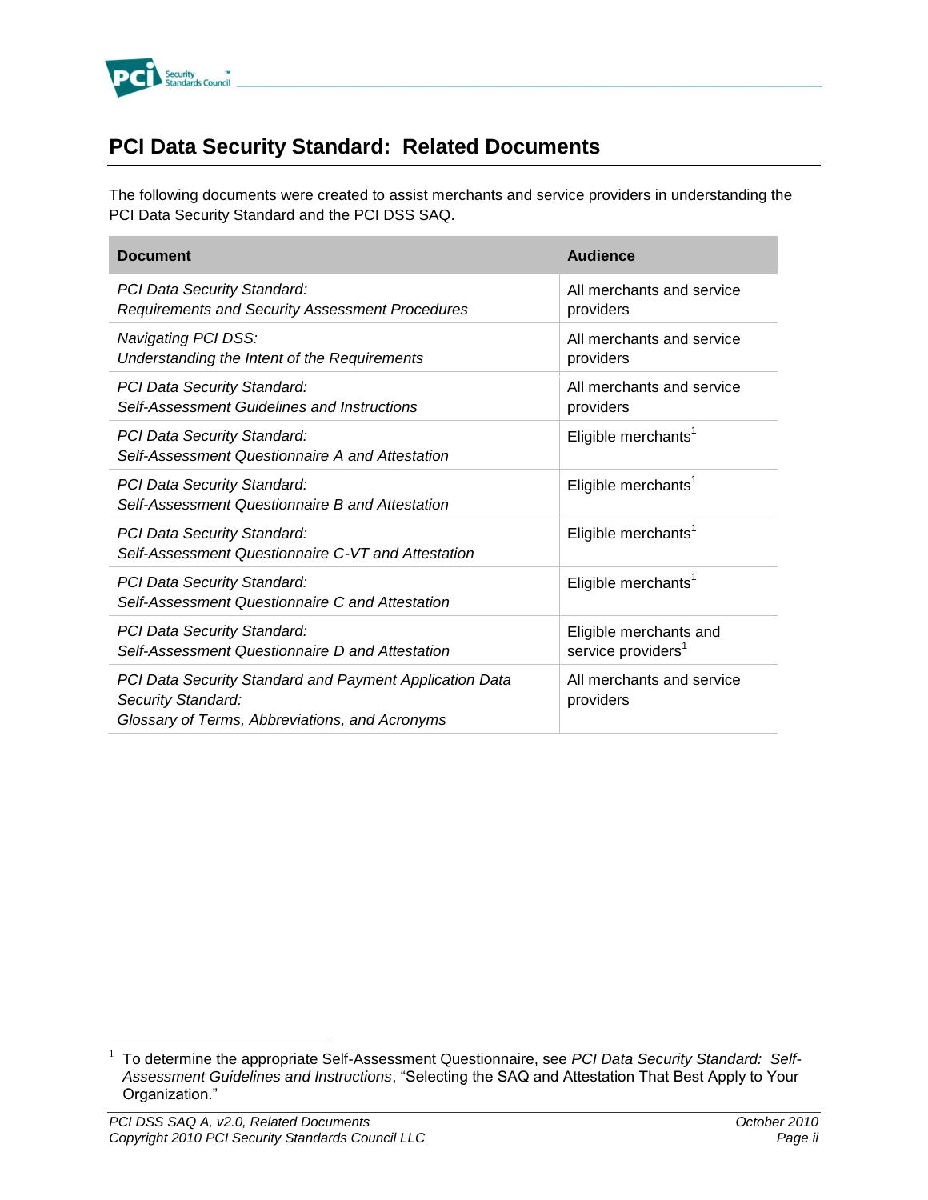# PCI Data Security Standard: Related Documents

The following documents were created to assist merchants and service providers in understanding the PCI Data Security Standard and the PCI DSS SAQ.

| Document | Audience |
|---|---|
| *PCI Data Security Standard: Requirements and Security Assessment Procedures* | All merchants and service providers |
| *Navigating PCI DSS: Understanding the Intent of the Requirements* | All merchants and service providers |
| *PCI Data Security Standard: Self-Assessment Guidelines and Instructions* | All merchants and service providers |
| *PCI Data Security Standard: Self-Assessment Questionnaire A and Attestation* | Eligible merchants[1] |
| *PCI Data Security Standard: Self-Assessment Questionnaire B and Attestation* | Eligible merchants[1] |
| *PCI Data Security Standard: Self-Assessment Questionnaire C-VT and Attestation* | Eligible merchants[1] |
| *PCI Data Security Standard: Self-Assessment Questionnaire C and Attestation* | Eligible merchants[1] |
| *PCI Data Security Standard: Self-Assessment Questionnaire D and Attestation* | Eligible merchants and service providers[1] |
| *PCI Data Security Standard and Payment Application Data Security Standard: Glossary of Terms, Abbreviations, and Acronyms* | All merchants and service providers |

[1] To determine the appropriate Self-Assessment Questionnaire, see *PCI Data Security Standard: Self-Assessment Guidelines and Instructions*, "Selecting the SAQ and Attestation That Best Apply to Your Organization."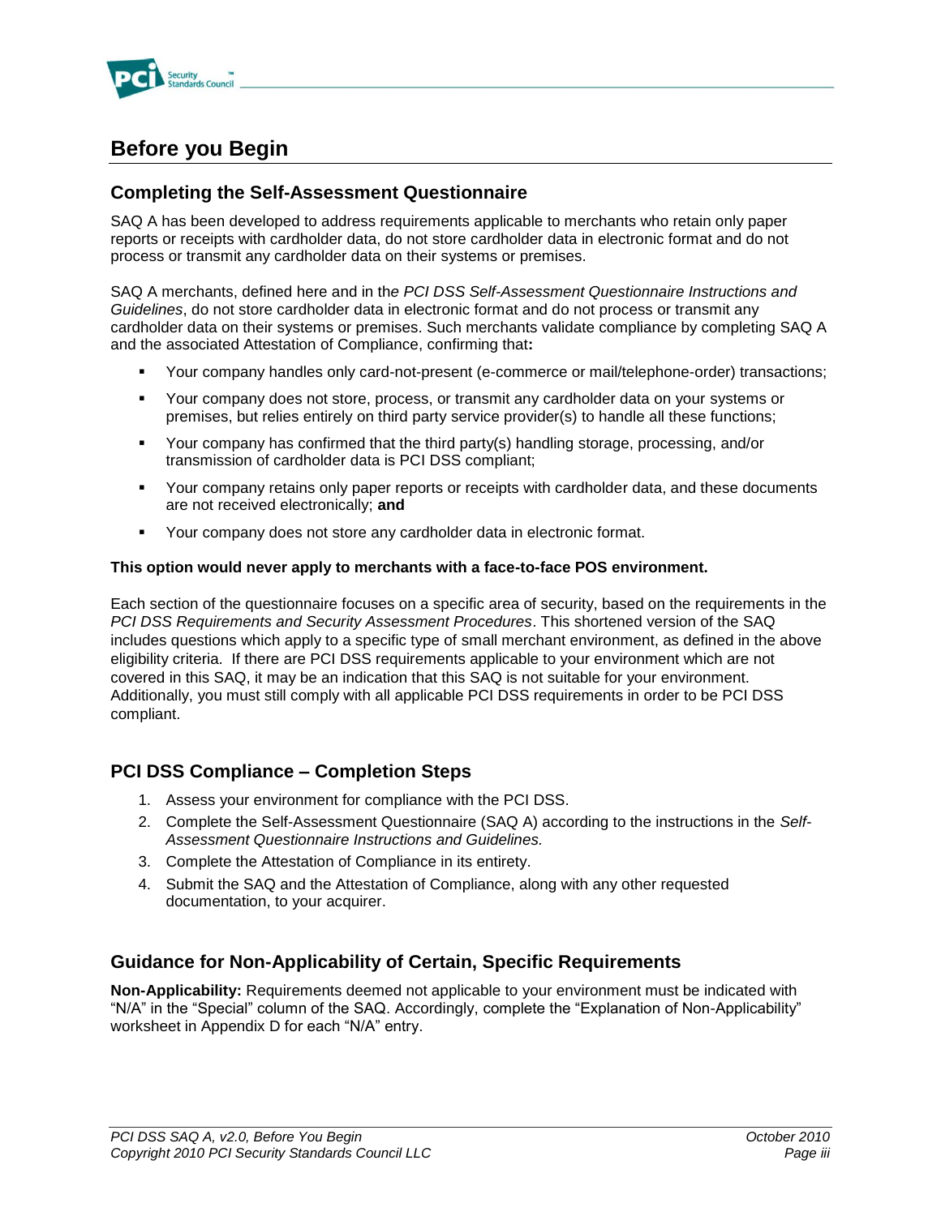# Before you Begin

## Completing the Self-Assessment Questionnaire

SAQ A has been developed to address requirements applicable to merchants who retain only paper reports or receipts with cardholder data, do not store cardholder data in electronic format and do not process or transmit any cardholder data on their systems or premises.

SAQ A merchants, defined here and in the *PCI DSS Self-Assessment Questionnaire Instructions and Guidelines*, do not store cardholder data in electronic format and do not process or transmit any cardholder data on their systems or premises. Such merchants validate compliance by completing SAQ A and the associated Attestation of Compliance, confirming that**:**

- Your company handles only card-not-present (e-commerce or mail/telephone-order) transactions;
- Your company does not store, process, or transmit any cardholder data on your systems or premises, but relies entirely on third party service provider(s) to handle all these functions;
- Your company has confirmed that the third party(s) handling storage, processing, and/or transmission of cardholder data is PCI DSS compliant;
- Your company retains only paper reports or receipts with cardholder data, and these documents are not received electronically; **and**
- Your company does not store any cardholder data in electronic format.

**This option would never apply to merchants with a face-to-face POS environment.**

Each section of the questionnaire focuses on a specific area of security, based on the requirements in the *PCI DSS Requirements and Security Assessment Procedures*. This shortened version of the SAQ includes questions which apply to a specific type of small merchant environment, as defined in the above eligibility criteria. If there are PCI DSS requirements applicable to your environment which are not covered in this SAQ, it may be an indication that this SAQ is not suitable for your environment. Additionally, you must still comply with all applicable PCI DSS requirements in order to be PCI DSS compliant.

## PCI DSS Compliance – Completion Steps

1. Assess your environment for compliance with the PCI DSS.
2. Complete the Self-Assessment Questionnaire (SAQ A) according to the instructions in the *Self-Assessment Questionnaire Instructions and Guidelines.*
3. Complete the Attestation of Compliance in its entirety.
4. Submit the SAQ and the Attestation of Compliance, along with any other requested documentation, to your acquirer.

## Guidance for Non-Applicability of Certain, Specific Requirements

**Non-Applicability:** Requirements deemed not applicable to your environment must be indicated with "N/A" in the "Special" column of the SAQ. Accordingly, complete the "Explanation of Non-Applicability" worksheet in Appendix D for each "N/A" entry.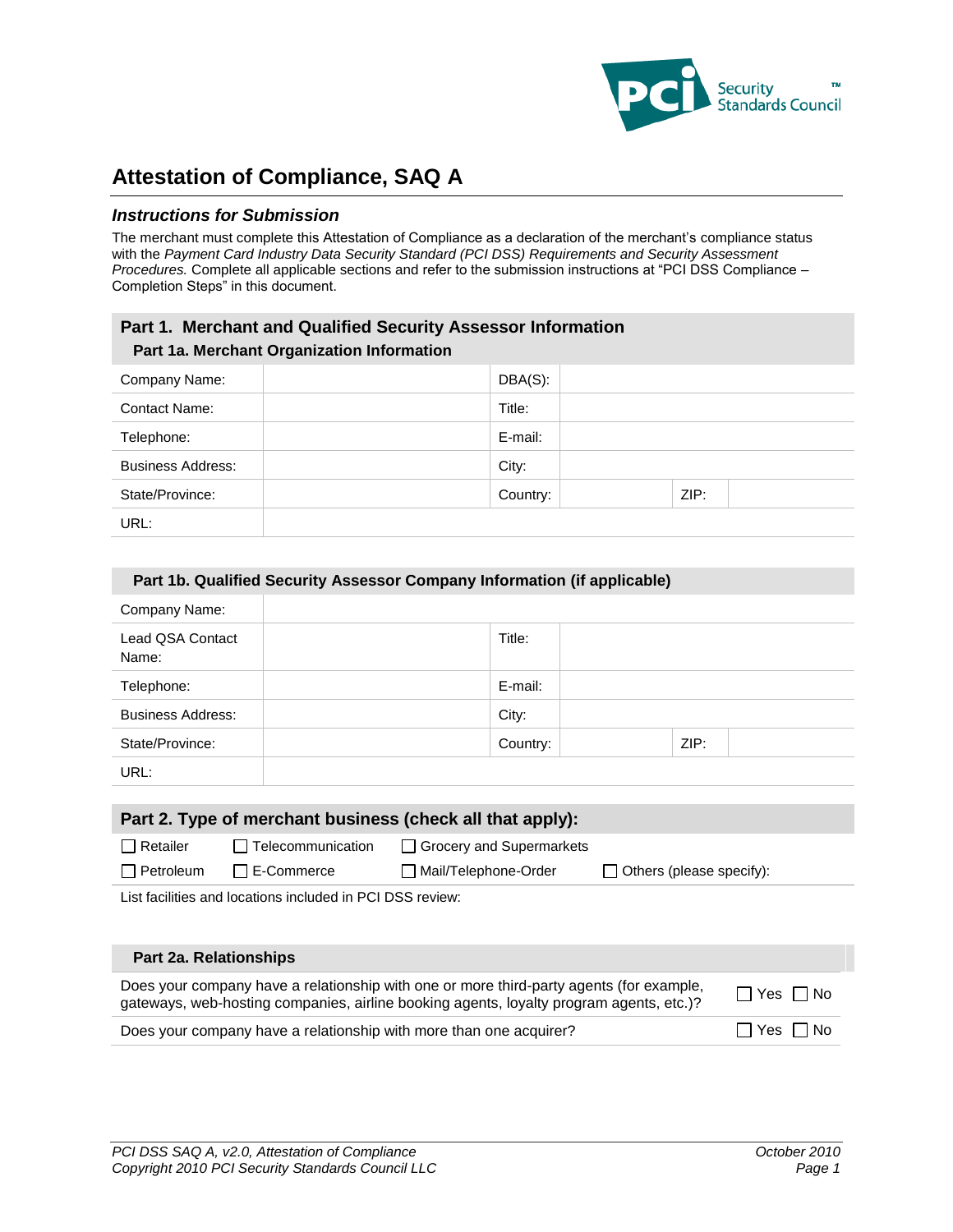# Attestation of Compliance, SAQ A

### *Instructions for Submission*

The merchant must complete this Attestation of Compliance as a declaration of the merchant's compliance status with the *Payment Card Industry Data Security Standard (PCI DSS) Requirements and Security Assessment Procedures.* Complete all applicable sections and refer to the submission instructions at "PCI DSS Compliance – Completion Steps" in this document.

## Part 1. Merchant and Qualified Security Assessor Information

### Part 1a. Merchant Organization Information

| | | | | | |
|---|---|---|---|---|---|
| Company Name: | | DBA(S): | | | |
| Contact Name: | | Title: | | | |
| Telephone: | | E-mail: | | | |
| Business Address: | | City: | | | |
| State/Province: | | Country: | | ZIP: | |
| URL: | | | | | |

### Part 1b. Qualified Security Assessor Company Information (if applicable)

| | | | | | |
|---|---|---|---|---|---|
| Company Name: | | | | | |
| Lead QSA Contact Name: | | Title: | | | |
| Telephone: | | E-mail: | | | |
| Business Address: | | City: | | | |
| State/Province: | | Country: | | ZIP: | |
| URL: | | | | | |

## Part 2. Type of merchant business (check all that apply):

☐ Retailer ☐ Telecommunication ☐ Grocery and Supermarkets

☐ Petroleum ☐ E-Commerce ☐ Mail/Telephone-Order ☐ Others (please specify):

List facilities and locations included in PCI DSS review:

### Part 2a. Relationships

| | |
|---|---|
| Does your company have a relationship with one or more third-party agents (for example, gateways, web-hosting companies, airline booking agents, loyalty program agents, etc.)? | ☐ Yes ☐ No |
| Does your company have a relationship with more than one acquirer? | ☐ Yes ☐ No |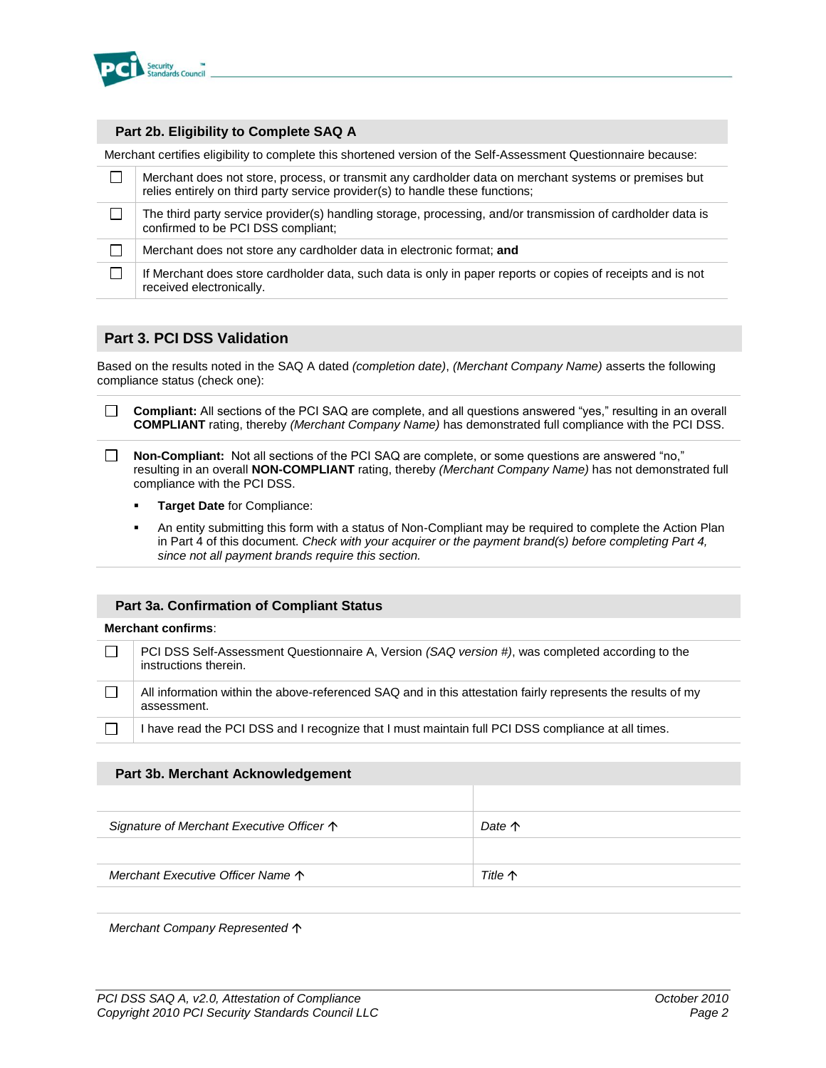## Part 2b. Eligibility to Complete SAQ A

Merchant certifies eligibility to complete this shortened version of the Self-Assessment Questionnaire because:

| | |
|---|---|
| ☐ | Merchant does not store, process, or transmit any cardholder data on merchant systems or premises but relies entirely on third party service provider(s) to handle these functions; |
| ☐ | The third party service provider(s) handling storage, processing, and/or transmission of cardholder data is confirmed to be PCI DSS compliant; |
| ☐ | Merchant does not store any cardholder data in electronic format; **and** |
| ☐ | If Merchant does store cardholder data, such data is only in paper reports or copies of receipts and is not received electronically. |

## Part 3. PCI DSS Validation

Based on the results noted in the SAQ A dated *(completion date)*, *(Merchant Company Name)* asserts the following compliance status (check one):

☐ **Compliant:** All sections of the PCI SAQ are complete, and all questions answered "yes," resulting in an overall **COMPLIANT** rating, thereby *(Merchant Company Name)* has demonstrated full compliance with the PCI DSS.

☐ **Non-Compliant:** Not all sections of the PCI SAQ are complete, or some questions are answered "no," resulting in an overall **NON-COMPLIANT** rating, thereby *(Merchant Company Name)* has not demonstrated full compliance with the PCI DSS.

- **Target Date** for Compliance:
- An entity submitting this form with a status of Non-Compliant may be required to complete the Action Plan in Part 4 of this document. *Check with your acquirer or the payment brand(s) before completing Part 4, since not all payment brands require this section.*

## Part 3a. Confirmation of Compliant Status

**Merchant confirms**:

| | |
|---|---|
| ☐ | PCI DSS Self-Assessment Questionnaire A, Version *(SAQ version #)*, was completed according to the instructions therein. |
| ☐ | All information within the above-referenced SAQ and in this attestation fairly represents the results of my assessment. |
| ☐ | I have read the PCI DSS and I recognize that I must maintain full PCI DSS compliance at all times. |

## Part 3b. Merchant Acknowledgement

| | |
|---|---|
| | |
| *Signature of Merchant Executive Officer* ↑ | *Date* ↑ |
| | |
| *Merchant Executive Officer Name* ↑ | *Title* ↑ |

*Merchant Company Represented* ↑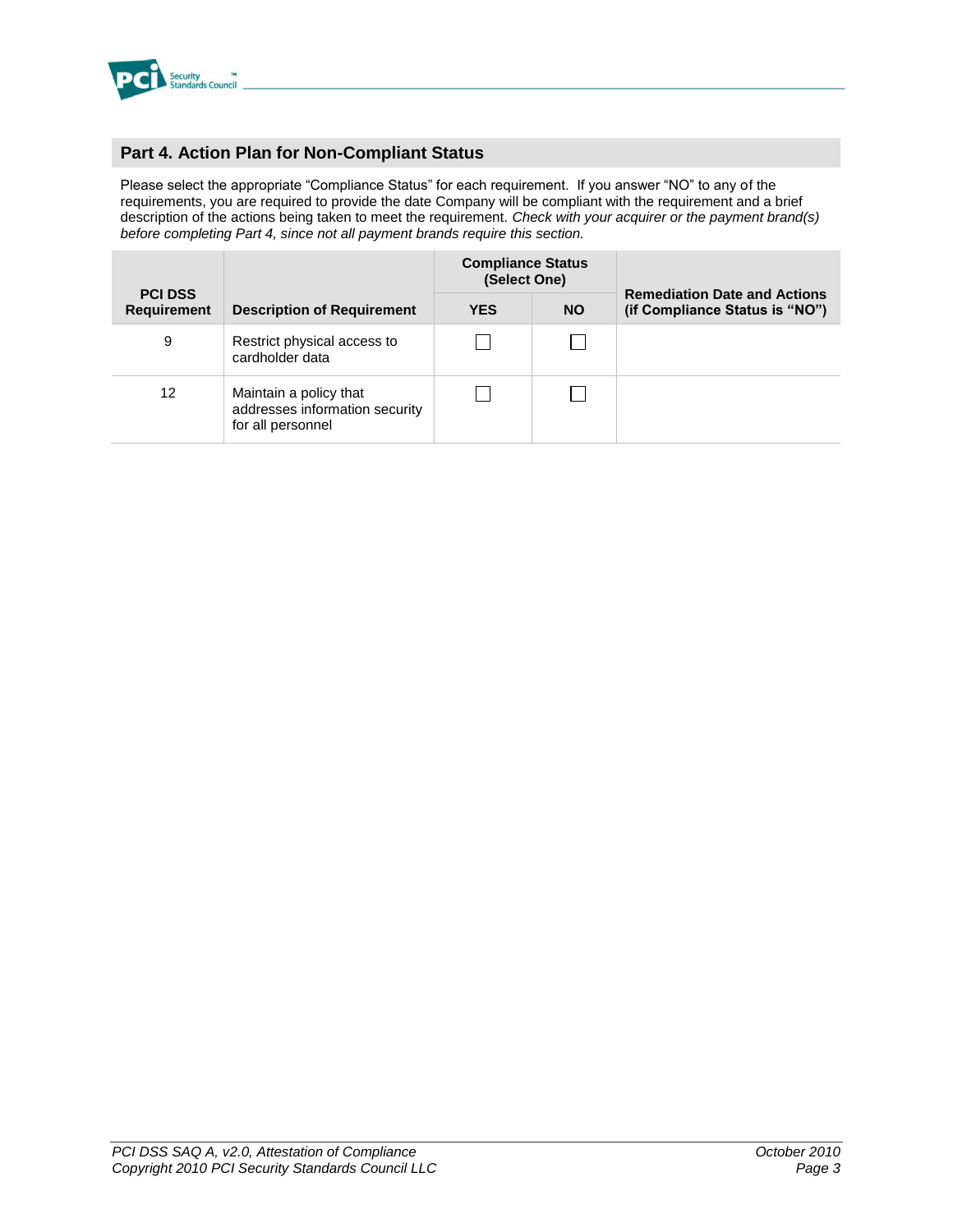## Part 4. Action Plan for Non-Compliant Status

Please select the appropriate "Compliance Status" for each requirement. If you answer "NO" to any of the requirements, you are required to provide the date Company will be compliant with the requirement and a brief description of the actions being taken to meet the requirement. *Check with your acquirer or the payment brand(s) before completing Part 4, since not all payment brands require this section.*

| PCI DSS Requirement | Description of Requirement | Compliance Status (Select One) | | Remediation Date and Actions (if Compliance Status is "NO") |
|---|---|---|---|---|
| | | **YES** | **NO** | |
| 9 | Restrict physical access to cardholder data | ☐ | ☐ | |
| 12 | Maintain a policy that addresses information security for all personnel | ☐ | ☐ | |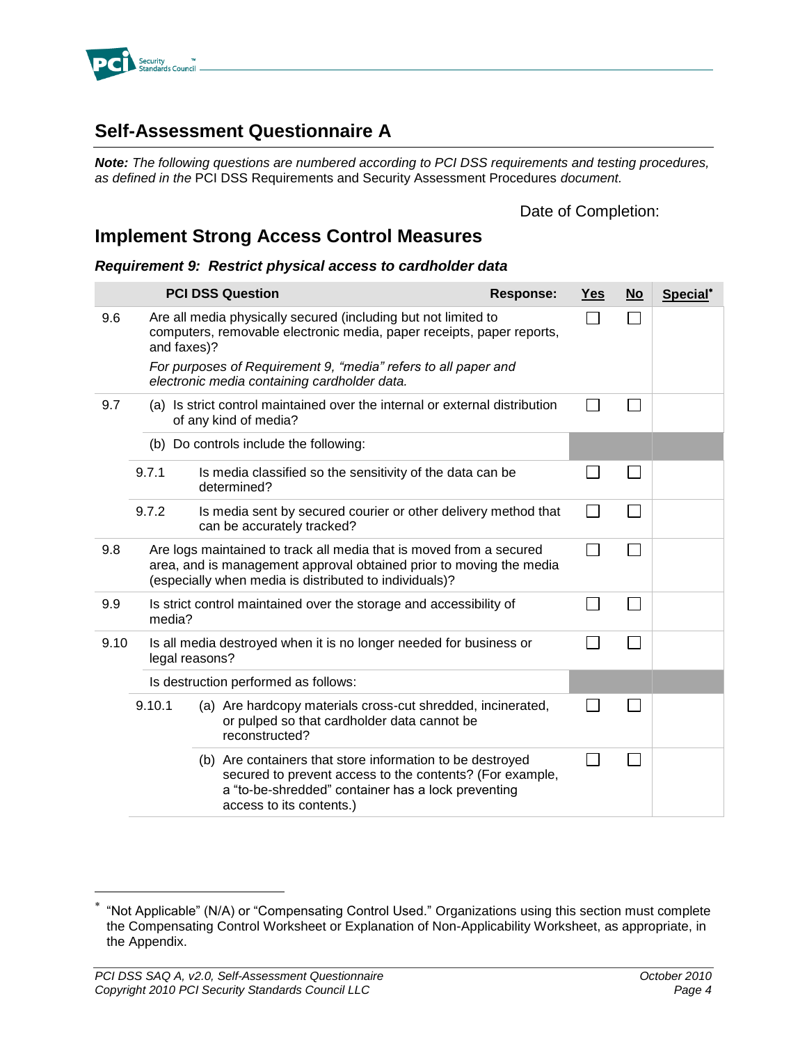## Self-Assessment Questionnaire A

***Note:*** *The following questions are numbered according to PCI DSS requirements and testing procedures, as defined in the* PCI DSS Requirements and Security Assessment Procedures *document.*

Date of Completion:

## Implement Strong Access Control Measures

### *Requirement 9: Restrict physical access to cardholder data*

| | PCI DSS Question | Response: | Yes | No | Special* |
|---|---|---|---|---|---|
| 9.6 | Are all media physically secured (including but not limited to computers, removable electronic media, paper receipts, paper reports, and faxes)? *For purposes of Requirement 9, "media" refers to all paper and electronic media containing cardholder data.* | | ☐ | ☐ | |
| 9.7 | (a) Is strict control maintained over the internal or external distribution of any kind of media? | | ☐ | ☐ | |
| | (b) Do controls include the following: | | | | |
| 9.7.1 | Is media classified so the sensitivity of the data can be determined? | | ☐ | ☐ | |
| 9.7.2 | Is media sent by secured courier or other delivery method that can be accurately tracked? | | ☐ | ☐ | |
| 9.8 | Are logs maintained to track all media that is moved from a secured area, and is management approval obtained prior to moving the media (especially when media is distributed to individuals)? | | ☐ | ☐ | |
| 9.9 | Is strict control maintained over the storage and accessibility of media? | | ☐ | ☐ | |
| 9.10 | Is all media destroyed when it is no longer needed for business or legal reasons? | | ☐ | ☐ | |
| | Is destruction performed as follows: | | | | |
| 9.10.1 | (a) Are hardcopy materials cross-cut shredded, incinerated, or pulped so that cardholder data cannot be reconstructed? | | ☐ | ☐ | |
| | (b) Are containers that store information to be destroyed secured to prevent access to the contents? (For example, a "to-be-shredded" container has a lock preventing access to its contents.) | | ☐ | ☐ | |

\* "Not Applicable" (N/A) or "Compensating Control Used." Organizations using this section must complete the Compensating Control Worksheet or Explanation of Non-Applicability Worksheet, as appropriate, in the Appendix.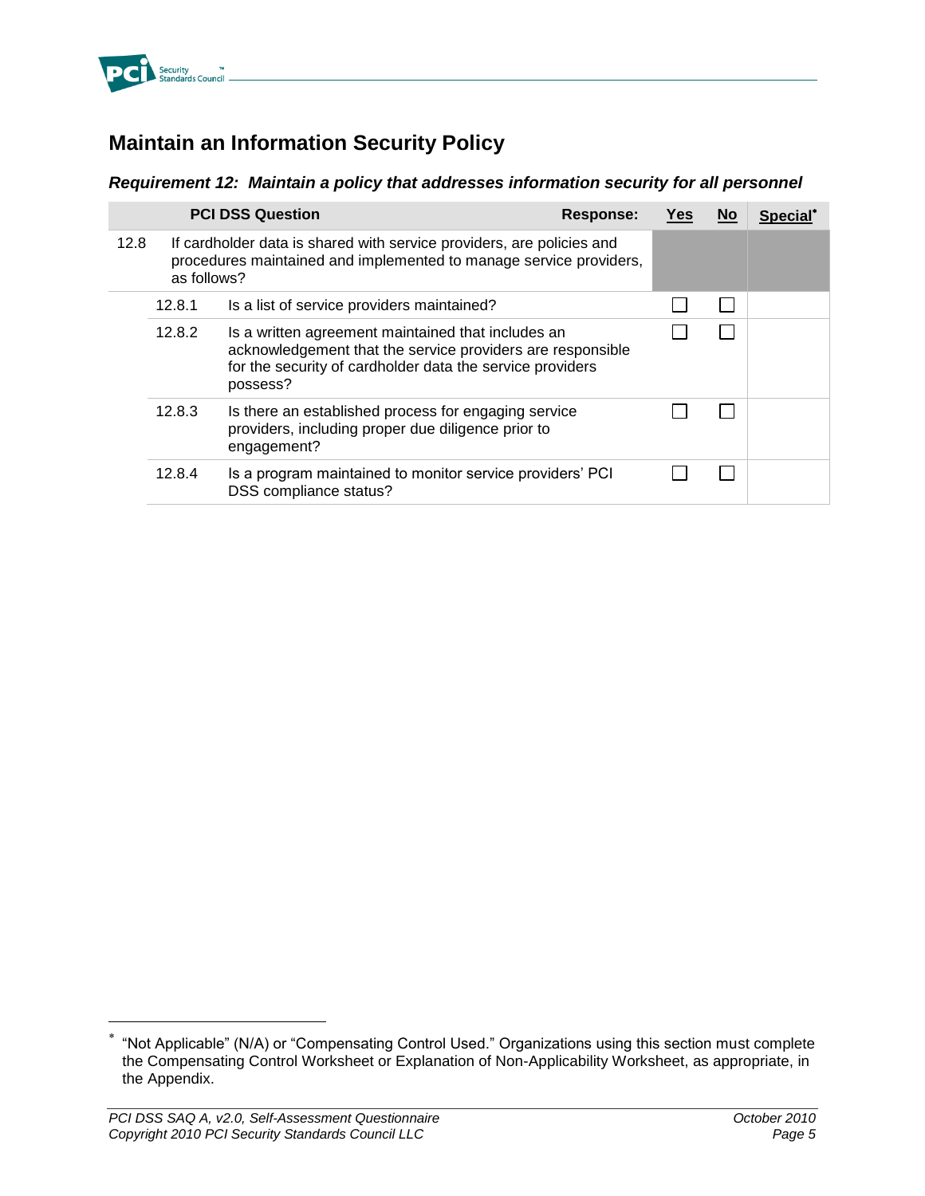## Maintain an Information Security Policy

### *Requirement 12: Maintain a policy that addresses information security for all personnel*

| | PCI DSS Question | Response: Yes | No | Special[*] |
|---|---|---|---|---|
| 12.8 | If cardholder data is shared with service providers, are policies and procedures maintained and implemented to manage service providers, as follows? | | | |
| 12.8.1 | Is a list of service providers maintained? | ☐ | ☐ | |
| 12.8.2 | Is a written agreement maintained that includes an acknowledgement that the service providers are responsible for the security of cardholder data the service providers possess? | ☐ | ☐ | |
| 12.8.3 | Is there an established process for engaging service providers, including proper due diligence prior to engagement? | ☐ | ☐ | |
| 12.8.4 | Is a program maintained to monitor service providers' PCI DSS compliance status? | ☐ | ☐ | |

[*] "Not Applicable" (N/A) or "Compensating Control Used." Organizations using this section must complete the Compensating Control Worksheet or Explanation of Non-Applicability Worksheet, as appropriate, in the Appendix.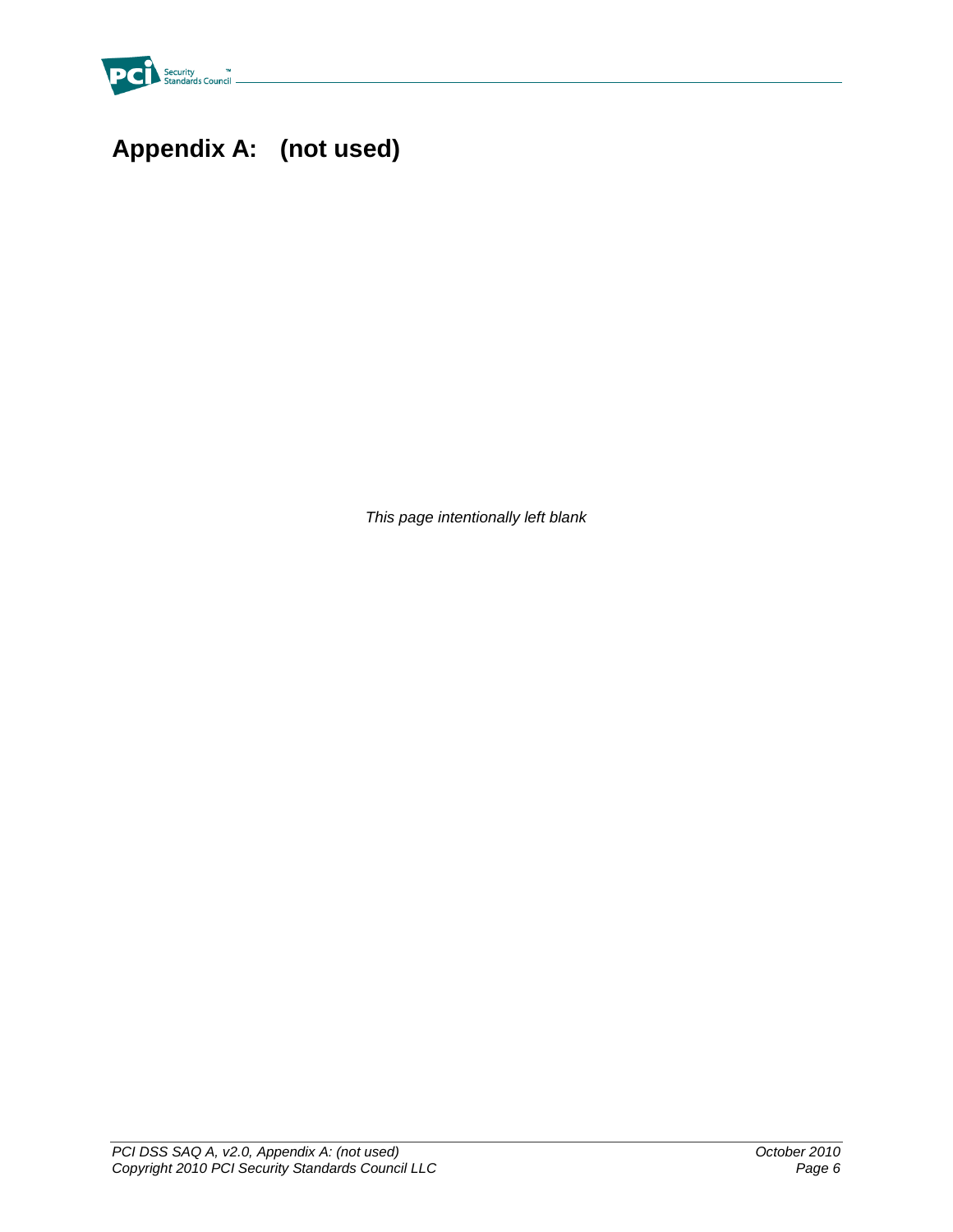# Appendix A: (not used)

*This page intentionally left blank*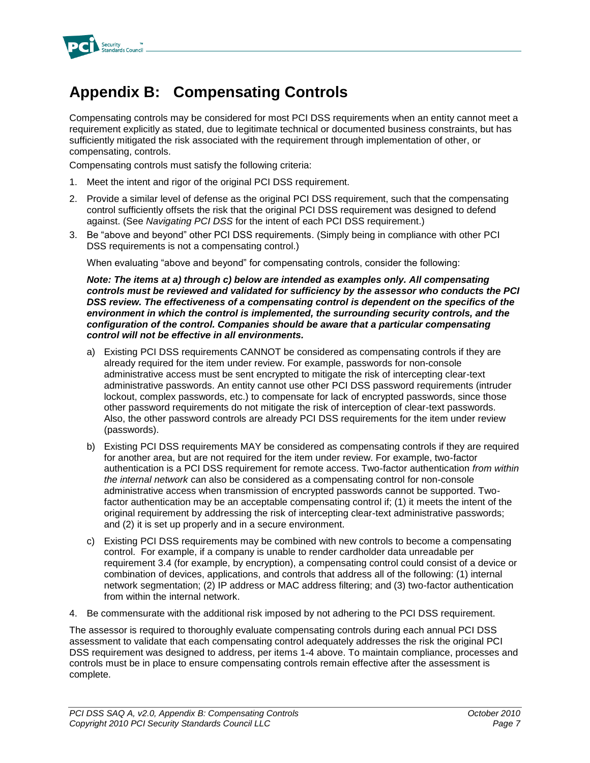# Appendix B: Compensating Controls

Compensating controls may be considered for most PCI DSS requirements when an entity cannot meet a requirement explicitly as stated, due to legitimate technical or documented business constraints, but has sufficiently mitigated the risk associated with the requirement through implementation of other, or compensating, controls.

Compensating controls must satisfy the following criteria:

1. Meet the intent and rigor of the original PCI DSS requirement.
2. Provide a similar level of defense as the original PCI DSS requirement, such that the compensating control sufficiently offsets the risk that the original PCI DSS requirement was designed to defend against. (See *Navigating PCI DSS* for the intent of each PCI DSS requirement.)
3. Be "above and beyond" other PCI DSS requirements. (Simply being in compliance with other PCI DSS requirements is not a compensating control.)

   When evaluating "above and beyond" for compensating controls, consider the following:

   ***Note: The items at a) through c) below are intended as examples only. All compensating controls must be reviewed and validated for sufficiency by the assessor who conducts the PCI DSS review. The effectiveness of a compensating control is dependent on the specifics of the environment in which the control is implemented, the surrounding security controls, and the configuration of the control. Companies should be aware that a particular compensating control will not be effective in all environments.***

   a) Existing PCI DSS requirements CANNOT be considered as compensating controls if they are already required for the item under review. For example, passwords for non-console administrative access must be sent encrypted to mitigate the risk of intercepting clear-text administrative passwords. An entity cannot use other PCI DSS password requirements (intruder lockout, complex passwords, etc.) to compensate for lack of encrypted passwords, since those other password requirements do not mitigate the risk of interception of clear-text passwords. Also, the other password controls are already PCI DSS requirements for the item under review (passwords).

   b) Existing PCI DSS requirements MAY be considered as compensating controls if they are required for another area, but are not required for the item under review. For example, two-factor authentication is a PCI DSS requirement for remote access. Two-factor authentication *from within the internal network* can also be considered as a compensating control for non-console administrative access when transmission of encrypted passwords cannot be supported. Two-factor authentication may be an acceptable compensating control if; (1) it meets the intent of the original requirement by addressing the risk of intercepting clear-text administrative passwords; and (2) it is set up properly and in a secure environment.

   c) Existing PCI DSS requirements may be combined with new controls to become a compensating control. For example, if a company is unable to render cardholder data unreadable per requirement 3.4 (for example, by encryption), a compensating control could consist of a device or combination of devices, applications, and controls that address all of the following: (1) internal network segmentation; (2) IP address or MAC address filtering; and (3) two-factor authentication from within the internal network.

4. Be commensurate with the additional risk imposed by not adhering to the PCI DSS requirement.

The assessor is required to thoroughly evaluate compensating controls during each annual PCI DSS assessment to validate that each compensating control adequately addresses the risk the original PCI DSS requirement was designed to address, per items 1-4 above. To maintain compliance, processes and controls must be in place to ensure compensating controls remain effective after the assessment is complete.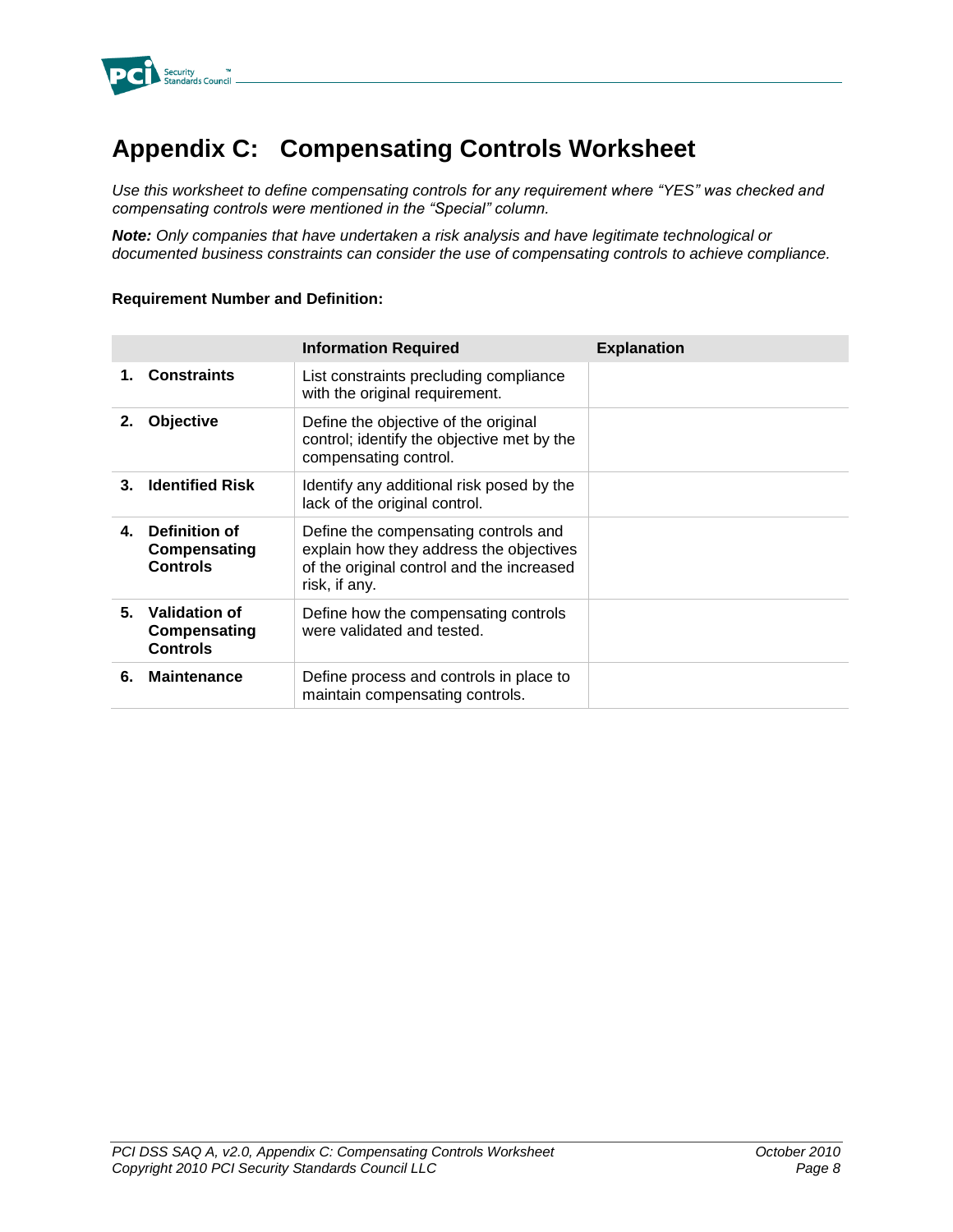# Appendix C: Compensating Controls Worksheet

*Use this worksheet to define compensating controls for any requirement where "YES" was checked and compensating controls were mentioned in the "Special" column.*

***Note:** Only companies that have undertaken a risk analysis and have legitimate technological or documented business constraints can consider the use of compensating controls to achieve compliance.*

**Requirement Number and Definition:**

| | Information Required | Explanation |
|---|---|---|
| **1. Constraints** | List constraints precluding compliance with the original requirement. | |
| **2. Objective** | Define the objective of the original control; identify the objective met by the compensating control. | |
| **3. Identified Risk** | Identify any additional risk posed by the lack of the original control. | |
| **4. Definition of Compensating Controls** | Define the compensating controls and explain how they address the objectives of the original control and the increased risk, if any. | |
| **5. Validation of Compensating Controls** | Define how the compensating controls were validated and tested. | |
| **6. Maintenance** | Define process and controls in place to maintain compensating controls. | |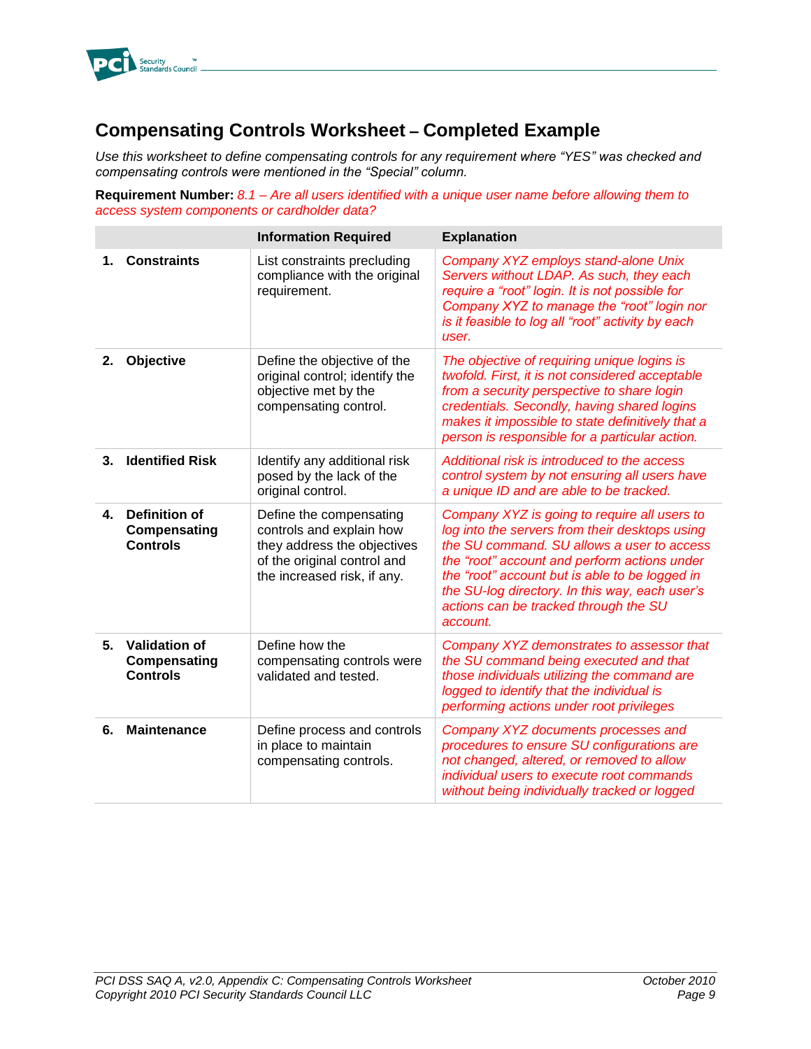# Compensating Controls Worksheet – Completed Example

*Use this worksheet to define compensating controls for any requirement where "YES" was checked and compensating controls were mentioned in the "Special" column.*

**Requirement Number:** *8.1 – Are all users identified with a unique user name before allowing them to access system components or cardholder data?*

| | Information Required | Explanation |
|---|---|---|
| **1. Constraints** | List constraints precluding compliance with the original requirement. | *Company XYZ employs stand-alone Unix Servers without LDAP. As such, they each require a "root" login. It is not possible for Company XYZ to manage the "root" login nor is it feasible to log all "root" activity by each user.* |
| **2. Objective** | Define the objective of the original control; identify the objective met by the compensating control. | *The objective of requiring unique logins is twofold. First, it is not considered acceptable from a security perspective to share login credentials. Secondly, having shared logins makes it impossible to state definitively that a person is responsible for a particular action.* |
| **3. Identified Risk** | Identify any additional risk posed by the lack of the original control. | *Additional risk is introduced to the access control system by not ensuring all users have a unique ID and are able to be tracked.* |
| **4. Definition of Compensating Controls** | Define the compensating controls and explain how they address the objectives of the original control and the increased risk, if any. | *Company XYZ is going to require all users to log into the servers from their desktops using the SU command. SU allows a user to access the "root" account and perform actions under the "root" account but is able to be logged in the SU-log directory. In this way, each user's actions can be tracked through the SU account.* |
| **5. Validation of Compensating Controls** | Define how the compensating controls were validated and tested. | *Company XYZ demonstrates to assessor that the SU command being executed and that those individuals utilizing the command are logged to identify that the individual is performing actions under root privileges* |
| **6. Maintenance** | Define process and controls in place to maintain compensating controls. | *Company XYZ documents processes and procedures to ensure SU configurations are not changed, altered, or removed to allow individual users to execute root commands without being individually tracked or logged* |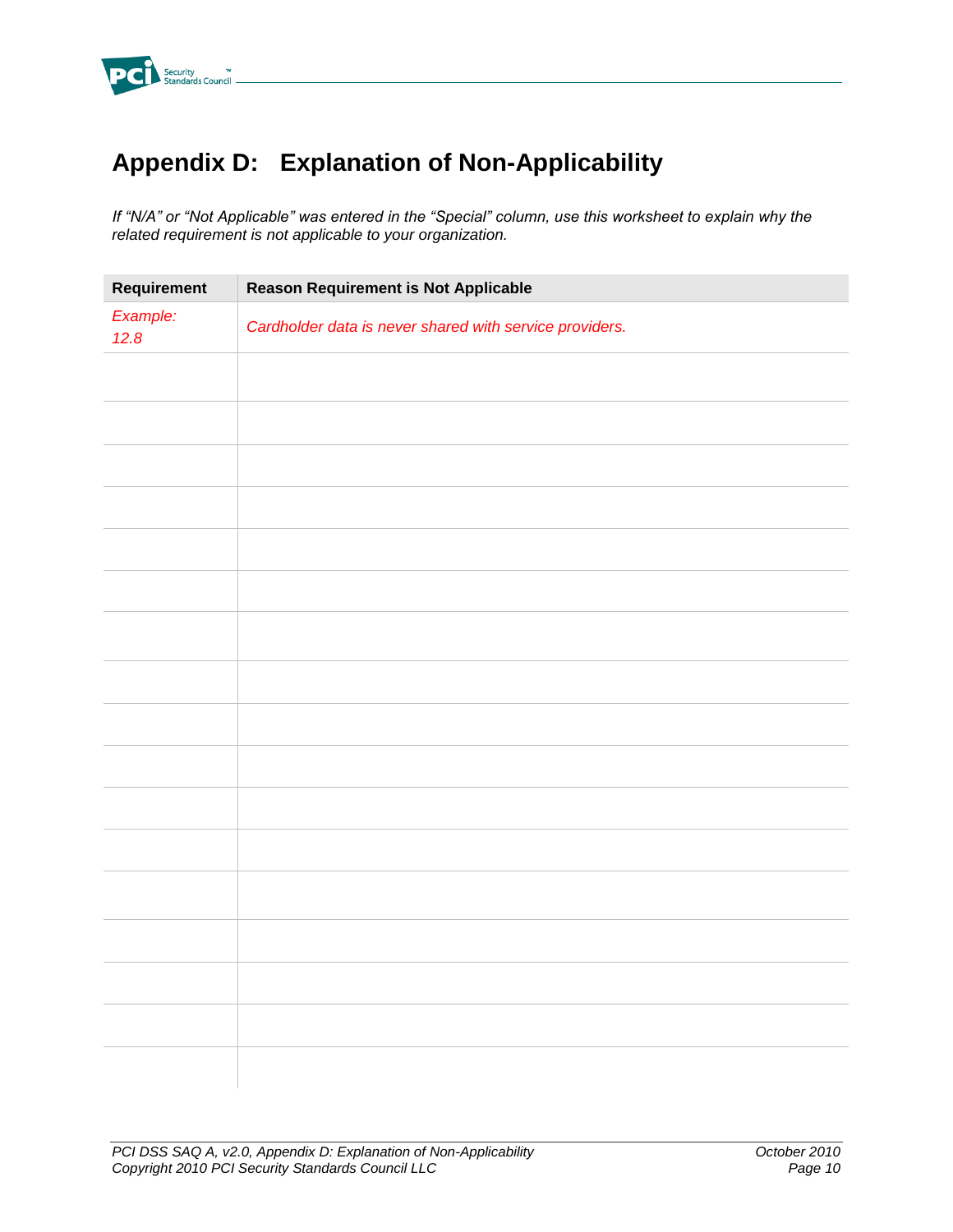# Appendix D: Explanation of Non-Applicability

*If "N/A" or "Not Applicable" was entered in the "Special" column, use this worksheet to explain why the related requirement is not applicable to your organization.*

| Requirement | Reason Requirement is Not Applicable |
|---|---|
| *Example: 12.8* | *Cardholder data is never shared with service providers.* |
| | |
| | |
| | |
| | |
| | |
| | |
| | |
| | |
| | |
| | |
| | |
| | |
| | |
| | |
| | |
| | |
| | |